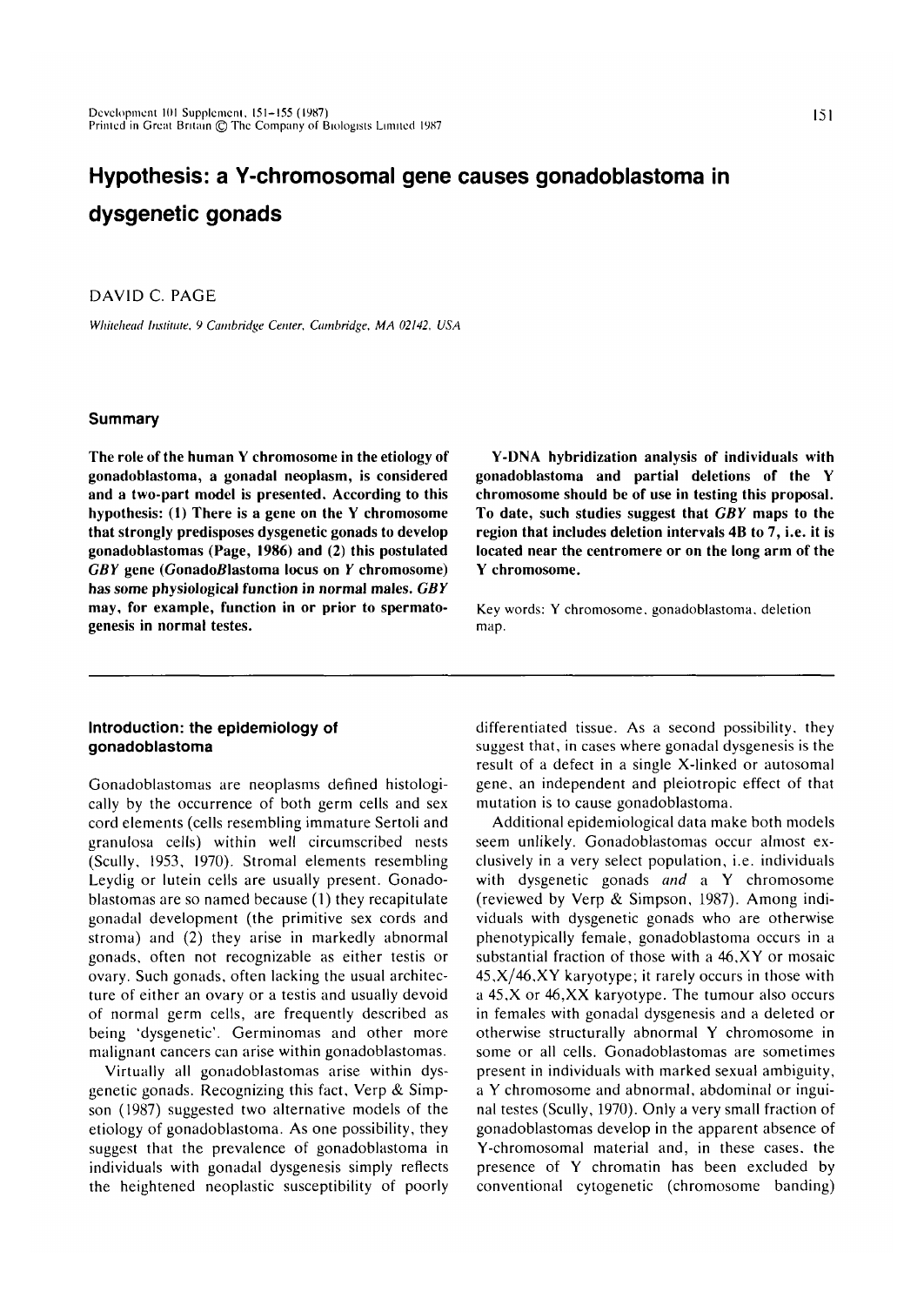# Hypothesis: a Y-chromosomal gene causes gonadoblastoma in dysgenetic gonads

DAVID C. PAGE

*Whitehead Institute, 9 Cambridge Center, Cambridge, MA 02142, USA*

## Summary

**The role of the human Y chromosome in the etiology of gonadoblastoma, a gonadal neoplasm, is considered and a two-part model is presented. According to this hypothesis: (1) There is a gene on the Y chromosome that strongly predisposes dysgenetic gonads to develop gonadoblastomas (Page, 1986) and (2) this postulated *GBY* gene (Gonado*B*lastoma locus on *Y* chromosome) has some physiological function in normal males. *GBY* may, for example, function in or prior to spermatogenesis in normal testes.**

**Y-DNA hybridization analysis of individuals with gonadoblastoma and partial deletions of the Y chromosome should be of use in testing this proposal. To date, such studies suggest that *GBY* maps to the region that includes deletion intervals 4B to 7, i.e. it is located near the centromere or on the long arm of the Y chromosome.**

Key words: Y chromosome, gonadoblastoma, deletion map.

## Introduction: the epidemiology of gonadoblastoma

Gonadoblastomas are neoplasms defined histologically by the occurrence of both germ cells and sex cord elements (cells resembling immature Sertoli and granulosa cells) within well circumscribed nests (Scully, 1953, 1970). Stromal elements resembling Leydig or lutein cells are usually present. Gonadoblastomas are so named because (1) they recapitulate gonadal development (the primitive sex cords and stroma) and (2) they arise in markedly abnormal gonads, often not recognizable as either testis or ovary. Such gonads, often lacking the usual architecture of either an ovary or a testis and usually devoid of normal germ cells, are frequently described as being 'dysgenetic'. Germinomas and other more malignant cancers can arise within gonadoblastomas.

Virtually all gonadoblastomas arise within dysgenetic gonads. Recognizing this fact, Verp & Simpson (1987) suggested two alternative models of the etiology of gonadoblastoma. As one possibility, they suggest that the prevalence of gonadoblastoma in individuals with gonadal dysgenesis simply reflects the heightened neoplastic susceptibility of poorly differentiated tissue. As a second possibility, they suggest that, in cases where gonadal dysgenesis is the result of a defect in a single X-linked or autosomal gene, an independent and pleiotropic effect of that mutation is to cause gonadoblastoma.

Additional epidemiological data make both models seem unlikely. Gonadoblastomas occur almost exclusively in a very select population, i.e. individuals with dysgenetic gonads *and* a Y chromosome (reviewed by Verp & Simpson, 1987). Among individuals with dysgenetic gonads who are otherwise phenotypically female, gonadoblastoma occurs in a substantial fraction of those with a 46,XY or mosaic 45,X/46,XY karyotype; it rarely occurs in those with a 45,X or 46,XX karyotype. The tumour also occurs in females with gonadal dysgenesis and a deleted or otherwise structurally abnormal Y chromosome in some or all cells. Gonadoblastomas are sometimes present in individuals with marked sexual ambiguity, a Y chromosome and abnormal, abdominal or inguinal testes (Scully, 1970). Only a very small fraction of gonadoblastomas develop in the apparent absence of Y-chromosomal material and, in these cases, the presence of Y chromatin has been excluded by conventional cytogenetic (chromosome banding)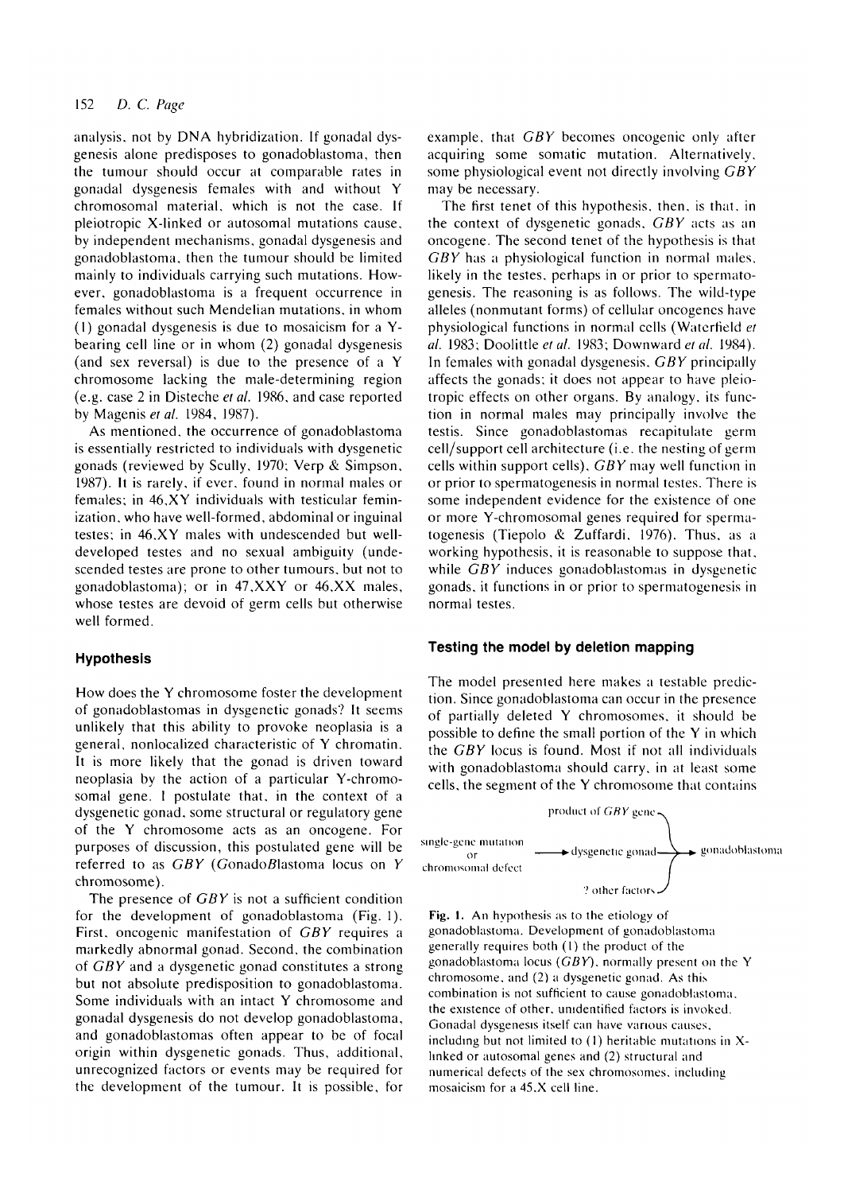analysis, not by DNA hybridization. If gonadal dysgenesis alone predisposes to gonadoblastoma, then the tumour should occur at comparable rates in gonadal dysgenesis females with and without Y chromosomal material, which is not the case. If pleiotropic X-linked or autosomal mutations cause, by independent mechanisms, gonadal dysgenesis and gonadoblastoma, then the tumour should be limited mainly to individuals carrying such mutations. However, gonadoblastoma is a frequent occurrence in females without such Mendelian mutations, in whom (1) gonadal dysgenesis is due to mosaicism for a Y-bearing cell line or in whom (2) gonadal dysgenesis (and sex reversal) is due to the presence of a Y chromosome lacking the male-determining region (e.g. case 2 in Disteche *et al.* 1986, and case reported by Magenis *et al.* 1984, 1987).

As mentioned, the occurrence of gonadoblastoma is essentially restricted to individuals with dysgenetic gonads (reviewed by Scully, 1970; Verp & Simpson, 1987). It is rarely, if ever, found in normal males or females; in 46,XY individuals with testicular feminization, who have well-formed, abdominal or inguinal testes; in 46,XY males with undescended but well-developed testes and no sexual ambiguity (undescended testes are prone to other tumours, but not to gonadoblastoma); or in 47,XXY or 46,XX males, whose testes are devoid of germ cells but otherwise well formed.

## Hypothesis

How does the Y chromosome foster the development of gonadoblastomas in dysgenetic gonads? It seems unlikely that this ability to provoke neoplasia is a general, nonlocalized characteristic of Y chromatin. It is more likely that the gonad is driven toward neoplasia by the action of a particular Y-chromosomal gene. I postulate that, in the context of a dysgenetic gonad, some structural or regulatory gene of the Y chromosome acts as an oncogene. For purposes of discussion, this postulated gene will be referred to as *GBY* (*G*onado*B*lastoma locus on *Y* chromosome).

The presence of *GBY* is not a sufficient condition for the development of gonadoblastoma (Fig. 1). First, oncogenic manifestation of *GBY* requires a markedly abnormal gonad. Second, the combination of *GBY* and a dysgenetic gonad constitutes a strong but not absolute predisposition to gonadoblastoma. Some individuals with an intact Y chromosome and gonadal dysgenesis do not develop gonadoblastoma, and gonadoblastomas often appear to be of focal origin within dysgenetic gonads. Thus, additional, unrecognized factors or events may be required for the development of the tumour. It is possible, for example, that *GBY* becomes oncogenic only after acquiring some somatic mutation. Alternatively, some physiological event not directly involving *GBY* may be necessary.

The first tenet of this hypothesis, then, is that, in the context of dysgenetic gonads, *GBY* acts as an oncogene. The second tenet of the hypothesis is that *GBY* has a physiological function in normal males, likely in the testes, perhaps in or prior to spermatogenesis. The reasoning is as follows. The wild-type alleles (nonmutant forms) of cellular oncogenes have physiological functions in normal cells (Waterfield *et al.* 1983; Doolittle *et al.* 1983; Downward *et al.* 1984). In females with gonadal dysgenesis, *GBY* principally affects the gonads; it does not appear to have pleiotropic effects on other organs. By analogy, its function in normal males may principally involve the testis. Since gonadoblastomas recapitulate germ cell/support cell architecture (i.e. the nesting of germ cells within support cells), *GBY* may well function in or prior to spermatogenesis in normal testes. There is some independent evidence for the existence of one or more Y-chromosomal genes required for spermatogenesis (Tiepolo & Zuffardi, 1976). Thus, as a working hypothesis, it is reasonable to suppose that, while *GBY* induces gonadoblastomas in dysgenetic gonads, it functions in or prior to spermatogenesis in normal testes.

## Testing the model by deletion mapping

The model presented here makes a testable prediction. Since gonadoblastoma can occur in the presence of partially deleted Y chromosomes, it should be possible to define the small portion of the Y in which the *GBY* locus is found. Most if not all individuals with gonadoblastoma should carry, in at least some cells, the segment of the Y chromosome that contains

**Fig. 1.** An hypothesis as to the etiology of gonadoblastoma. Development of gonadoblastoma generally requires both (1) the product of the gonadoblastoma locus (*GBY*), normally present on the Y chromosome, and (2) a dysgenetic gonad. As this combination is not sufficient to cause gonadoblastoma, the existence of other, unidentified factors is invoked. Gonadal dysgenesis itself can have various causes, including but not limited to (1) heritable mutations in X-linked or autosomal genes and (2) structural and numerical defects of the sex chromosomes, including mosaicism for a 45,X cell line.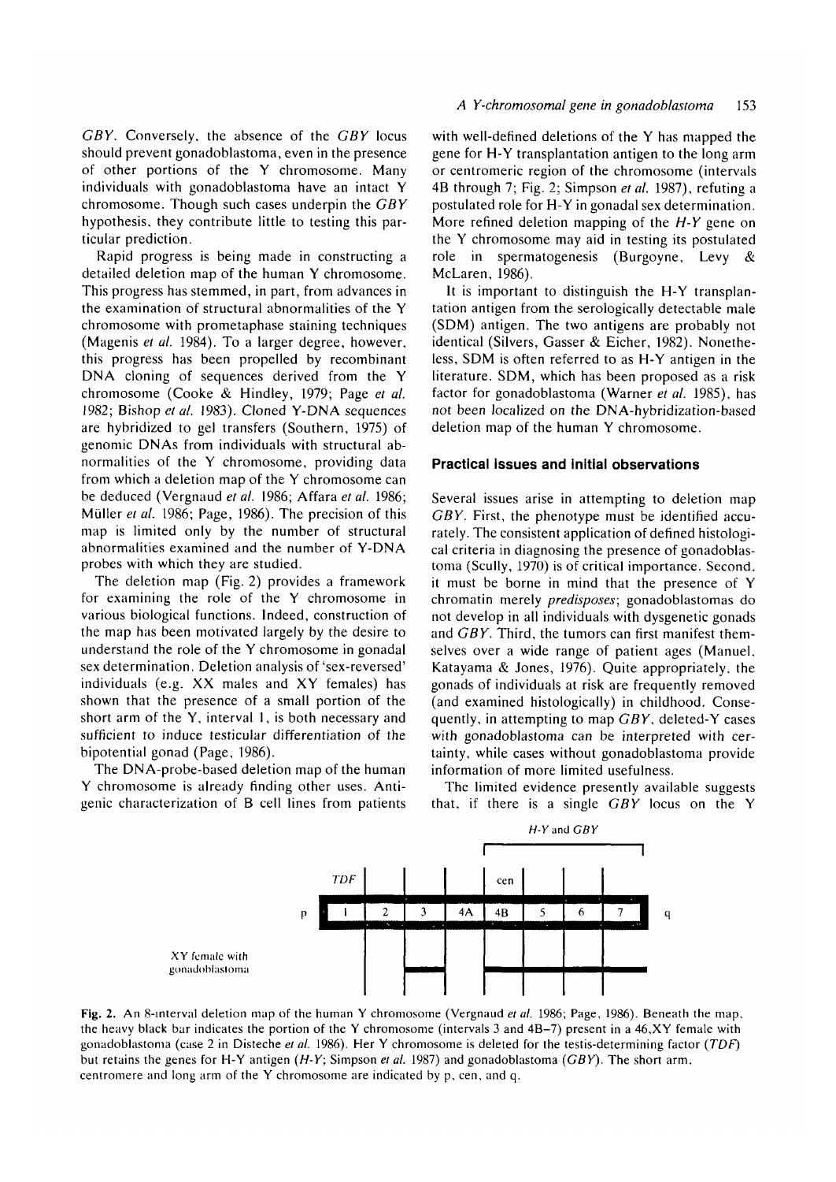*GBY*. Conversely, the absence of the *GBY* locus should prevent gonadoblastoma, even in the presence of other portions of the Y chromosome. Many individuals with gonadoblastoma have an intact Y chromosome. Though such cases underpin the *GBY* hypothesis, they contribute little to testing this particular prediction.

Rapid progress is being made in constructing a detailed deletion map of the human Y chromosome. This progress has stemmed, in part, from advances in the examination of structural abnormalities of the Y chromosome with prometaphase staining techniques (Magenis *et al.* 1984). To a larger degree, however, this progress has been propelled by recombinant DNA cloning of sequences derived from the Y chromosome (Cooke & Hindley, 1979; Page *et al.* 1982; Bishop *et al.* 1983). Cloned Y-DNA sequences are hybridized to gel transfers (Southern, 1975) of genomic DNAs from individuals with structural abnormalities of the Y chromosome, providing data from which a deletion map of the Y chromosome can be deduced (Vergnaud *et al.* 1986; Affara *et al.* 1986; Müller *et al.* 1986; Page, 1986). The precision of this map is limited only by the number of structural abnormalities examined and the number of Y-DNA probes with which they are studied.

The deletion map (Fig. 2) provides a framework for examining the role of the Y chromosome in various biological functions. Indeed, construction of the map has been motivated largely by the desire to understand the role of the Y chromosome in gonadal sex determination. Deletion analysis of 'sex-reversed' individuals (e.g. XX males and XY females) has shown that the presence of a small portion of the short arm of the Y, interval 1, is both necessary and sufficient to induce testicular differentiation of the bipotential gonad (Page, 1986).

The DNA-probe-based deletion map of the human Y chromosome is already finding other uses. Antigenic characterization of B cell lines from patients with well-defined deletions of the Y has mapped the gene for H-Y transplantation antigen to the long arm or centromeric region of the chromosome (intervals 4B through 7; Fig. 2; Simpson *et al.* 1987), refuting a postulated role for H-Y in gonadal sex determination. More refined deletion mapping of the *H-Y* gene on the Y chromosome may aid in testing its postulated role in spermatogenesis (Burgoyne, Levy & McLaren, 1986).

It is important to distinguish the H-Y transplantation antigen from the serologically detectable male (SDM) antigen. The two antigens are probably not identical (Silvers, Gasser & Eicher, 1982). Nonetheless, SDM is often referred to as H-Y antigen in the literature. SDM, which has been proposed as a risk factor for gonadoblastoma (Warner *et al.* 1985), has not been localized on the DNA-hybridization-based deletion map of the human Y chromosome.

## Practical issues and initial observations

Several issues arise in attempting to deletion map *GBY*. First, the phenotype must be identified accurately. The consistent application of defined histological criteria in diagnosing the presence of gonadoblastoma (Scully, 1970) is of critical importance. Second, it must be borne in mind that the presence of Y chromatin merely *predisposes*; gonadoblastomas do not develop in all individuals with dysgenetic gonads and *GBY*. Third, the tumors can first manifest themselves over a wide range of patient ages (Manuel, Katayama & Jones, 1976). Quite appropriately, the gonads of individuals at risk are frequently removed (and examined histologically) in childhood. Consequently, in attempting to map *GBY*, deleted-Y cases with gonadoblastoma can be interpreted with certainty, while cases without gonadoblastoma provide information of more limited usefulness.

The limited evidence presently available suggests that, if there is a single *GBY* locus on the Y

**Fig. 2.** An 8-interval deletion map of the human Y chromosome (Vergnaud *et al.* 1986; Page, 1986). Beneath the map, the heavy black bar indicates the portion of the Y chromosome (intervals 3 and 4B–7) present in a 46,XY female with gonadoblastoma (case 2 in Disteche *et al.* 1986). Her Y chromosome is deleted for the testis-determining factor (*TDF*) but retains the genes for H-Y antigen (*H-Y*; Simpson *et al.* 1987) and gonadoblastoma (*GBY*). The short arm, centromere and long arm of the Y chromosome are indicated by p, cen, and q.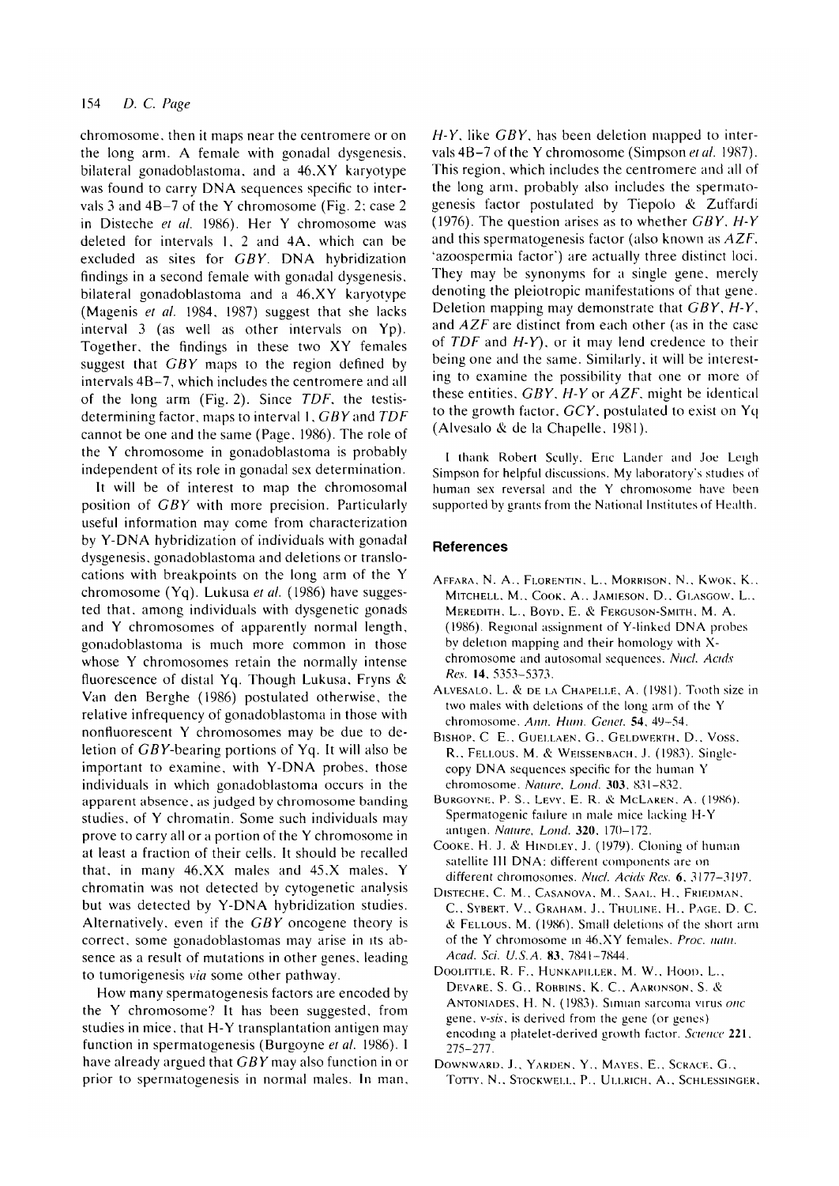chromosome, then it maps near the centromere or on the long arm. A female with gonadal dysgenesis, bilateral gonadoblastoma, and a 46,XY karyotype was found to carry DNA sequences specific to intervals 3 and 4B–7 of the Y chromosome (Fig. 2; case 2 in Disteche *et al.* 1986). Her Y chromosome was deleted for intervals 1, 2 and 4A, which can be excluded as sites for *GBY*. DNA hybridization findings in a second female with gonadal dysgenesis, bilateral gonadoblastoma and a 46,XY karyotype (Magenis *et al.* 1984, 1987) suggest that she lacks interval 3 (as well as other intervals on Yp). Together, the findings in these two XY females suggest that *GBY* maps to the region defined by intervals 4B–7, which includes the centromere and all of the long arm (Fig. 2). Since *TDF*, the testis-determining factor, maps to interval 1, *GBY* and *TDF* cannot be one and the same (Page, 1986). The role of the Y chromosome in gonadoblastoma is probably independent of its role in gonadal sex determination.

It will be of interest to map the chromosomal position of *GBY* with more precision. Particularly useful information may come from characterization by Y-DNA hybridization of individuals with gonadal dysgenesis, gonadoblastoma and deletions or translocations with breakpoints on the long arm of the Y chromosome (Yq). Lukusa *et al.* (1986) have suggested that, among individuals with dysgenetic gonads and Y chromosomes of apparently normal length, gonadoblastoma is much more common in those whose Y chromosomes retain the normally intense fluorescence of distal Yq. Though Lukusa, Fryns & Van den Berghe (1986) postulated otherwise, the relative infrequency of gonadoblastoma in those with nonfluorescent Y chromosomes may be due to deletion of *GBY*-bearing portions of Yq. It will also be important to examine, with Y-DNA probes, those individuals in which gonadoblastoma occurs in the apparent absence, as judged by chromosome banding studies, of Y chromatin. Some such individuals may prove to carry all or a portion of the Y chromosome in at least a fraction of their cells. It should be recalled that, in many 46,XX males and 45,X males, Y chromatin was not detected by cytogenetic analysis but was detected by Y-DNA hybridization studies. Alternatively, even if the *GBY* oncogene theory is correct, some gonadoblastomas may arise in its absence as a result of mutations in other genes, leading to tumorigenesis *via* some other pathway.

How many spermatogenesis factors are encoded by the Y chromosome? It has been suggested, from studies in mice, that H-Y transplantation antigen may function in spermatogenesis (Burgoyne *et al.* 1986). I have already argued that *GBY* may also function in or prior to spermatogenesis in normal males. In man, *H-Y*, like *GBY*, has been deletion mapped to intervals 4B–7 of the Y chromosome (Simpson *et al.* 1987). This region, which includes the centromere and all of the long arm, probably also includes the spermatogenesis factor postulated by Tiepolo & Zuffardi (1976). The question arises as to whether *GBY*, *H-Y* and this spermatogenesis factor (also known as *AZF*, 'azoospermia factor') are actually three distinct loci. They may be synonyms for a single gene, merely denoting the pleiotropic manifestations of that gene. Deletion mapping may demonstrate that *GBY*, *H-Y*, and *AZF* are distinct from each other (as in the case of *TDF* and *H-Y*), or it may lend credence to their being one and the same. Similarly, it will be interesting to examine the possibility that one or more of these entities, *GBY*, *H-Y* or *AZF*, might be identical to the growth factor, *GCY*, postulated to exist on Yq (Alvesalo & de la Chapelle, 1981).

I thank Robert Scully, Eric Lander and Joe Leigh Simpson for helpful discussions. My laboratory's studies of human sex reversal and the Y chromosome have been supported by grants from the National Institutes of Health.

## References

Affara, N. A., Florentin, L., Morrison, N., Kwok, K., Mitchell, M., Cook, A., Jamieson, D., Glasgow, L., Meredith, L., Boyd, E. & Ferguson-Smith, M. A. (1986). Regional assignment of Y-linked DNA probes by deletion mapping and their homology with X-chromosome and autosomal sequences. *Nucl. Acids Res.* **14**, 5353–5373.

Alvesalo, L. & de la Chapelle, A. (1981). Tooth size in two males with deletions of the long arm of the Y chromosome. *Ann. Hum. Genet.* **54**, 49–54.

Bishop, C. E., Guellaen, G., Geldwerth, D., Voss, R., Fellous, M. & Weissenbach, J. (1983). Single-copy DNA sequences specific for the human Y chromosome. *Nature, Lond.* **303**, 831–832.

Burgoyne, P. S., Levy, E. R. & McLaren, A. (1986). Spermatogenic failure in male mice lacking H-Y antigen. *Nature, Lond.* **320**, 170–172.

Cooke, H. J. & Hindley, J. (1979). Cloning of human satellite III DNA: different components are on different chromosomes. *Nucl. Acids Res.* **6**, 3177–3197.

Disteche, C. M., Casanova, M., Saal, H., Friedman, C., Sybert, V., Graham, J., Thuline, H., Page, D. C. & Fellous, M. (1986). Small deletions of the short arm of the Y chromosome in 46,XY females. *Proc. natn. Acad. Sci. U.S.A.* **83**, 7841–7844.

Doolittle, R. F., Hunkapiller, M. W., Hood, L., Devare, S. G., Robbins, K. C., Aaronson, S. & Antoniades, H. N. (1983). Simian sarcoma virus *onc* gene, v-*sis*, is derived from the gene (or genes) encoding a platelet-derived growth factor. *Science* **221**, 275–277.

Downward, J., Yarden, Y., Mayes, E., Scrace, G., Totty, N., Stockwell, P., Ullrich, A., Schlessinger,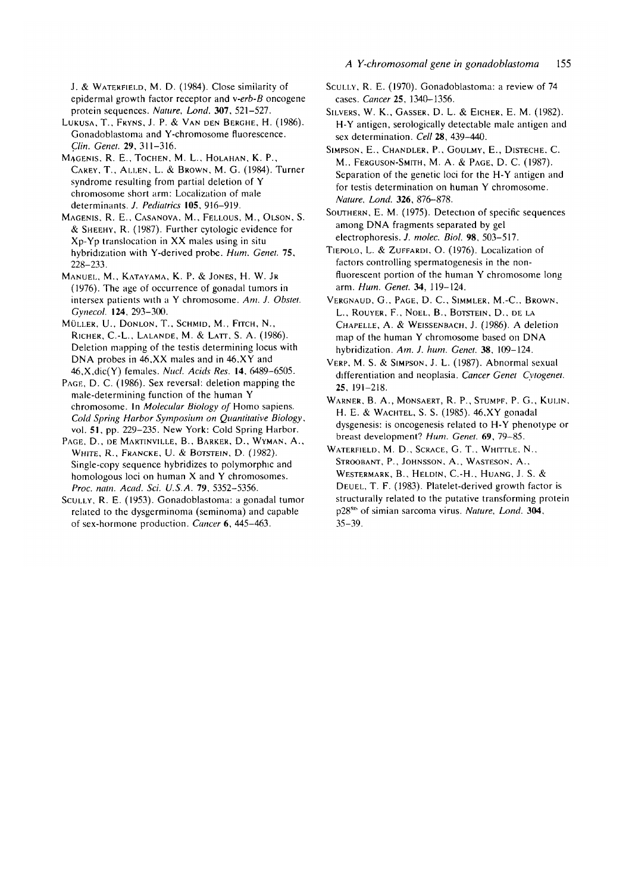J. & Waterfield, M. D. (1984). Close similarity of epidermal growth factor receptor and *v-erb-B* oncogene protein sequences. *Nature, Lond.* **307**, 521–527.

Lukusa, T., Fryns, J. P. & Van den Berghe, H. (1986). Gonadoblastoma and Y-chromosome fluorescence. *Clin. Genet.* **29**, 311–316.

Magenis, R. E., Tochen, M. L., Holahan, K. P., Carey, T., Allen, L. & Brown, M. G. (1984). Turner syndrome resulting from partial deletion of Y chromosome short arm: Localization of male determinants. *J. Pediatrics* **105**, 916–919.

Magenis, R. E., Casanova, M., Fellous, M., Olson, S. & Sheehy, R. (1987). Further cytologic evidence for Xp-Yp translocation in XX males using in situ hybridization with Y-derived probe. *Hum. Genet.* **75**, 228–233.

Manuel, M., Katayama, K. P. & Jones, H. W. Jr (1976). The age of occurrence of gonadal tumors in intersex patients with a Y chromosome. *Am. J. Obstet. Gynecol.* **124**, 293–300.

Müller, U., Donlon, T., Schmid, M., Fitch, N., Richer, C.-L., Lalande, M. & Latt, S. A. (1986). Deletion mapping of the testis determining locus with DNA probes in 46,XX males and in 46,XY and 46,X,dic(Y) females. *Nucl. Acids Res.* **14**, 6489–6505.

Page, D. C. (1986). Sex reversal: deletion mapping the male-determining function of the human Y chromosome. In *Molecular Biology of* Homo sapiens. *Cold Spring Harbor Symposium on Quantitative Biology*, vol. **51**, pp. 229–235. New York: Cold Spring Harbor.

Page, D., de Martinville, B., Barker, D., Wyman, A., White, R., Francke, U. & Botstein, D. (1982). Single-copy sequence hybridizes to polymorphic and homologous loci on human X and Y chromosomes. *Proc. natn. Acad. Sci. U.S.A.* **79**, 5352–5356.

Scully, R. E. (1953). Gonadoblastoma: a gonadal tumor related to the dysgerminoma (seminoma) and capable of sex-hormone production. *Cancer* **6**, 445–463.

Scully, R. E. (1970). Gonadoblastoma: a review of 74 cases. *Cancer* **25**, 1340–1356.

Silvers, W. K., Gasser, D. L. & Eicher, E. M. (1982). H-Y antigen, serologically detectable male antigen and sex determination. *Cell* **28**, 439–440.

Simpson, E., Chandler, P., Goulmy, E., Disteche, C. M., Ferguson-Smith, M. A. & Page, D. C. (1987). Separation of the genetic loci for the H-Y antigen and for testis determination on human Y chromosome. *Nature, Lond.* **326**, 876–878.

Southern, E. M. (1975). Detection of specific sequences among DNA fragments separated by gel electrophoresis. *J. molec. Biol.* **98**, 503–517.

Tiepolo, L. & Zuffardi, O. (1976). Localization of factors controlling spermatogenesis in the non-fluorescent portion of the human Y chromosome long arm. *Hum. Genet.* **34**, 119–124.

Vergnaud, G., Page, D. C., Simmler, M.-C., Brown, L., Rouyer, F., Noel, B., Botstein, D., de la Chapelle, A. & Weissenbach, J. (1986). A deletion map of the human Y chromosome based on DNA hybridization. *Am. J. hum. Genet.* **38**, 109–124.

Verp, M. S. & Simpson, J. L. (1987). Abnormal sexual differentiation and neoplasia. *Cancer Genet Cytogenet.* **25**, 191–218.

Warner, B. A., Monsaert, R. P., Stumpf, P. G., Kulin, H. E. & Wachtel, S. S. (1985). 46,XY gonadal dysgenesis: is oncogenesis related to H-Y phenotype or breast development? *Hum. Genet.* **69**, 79–85.

Waterfield, M. D., Scrace, G. T., Whittle, N., Stroobant, P., Johnsson, A., Wasteson, A., Westermark, B., Heldin, C.-H., Huang, J. S. & Deuel, T. F. (1983). Platelet-derived growth factor is structurally related to the putative transforming protein p28$^{sis}$ of simian sarcoma virus. *Nature, Lond.* **304**, 35–39.